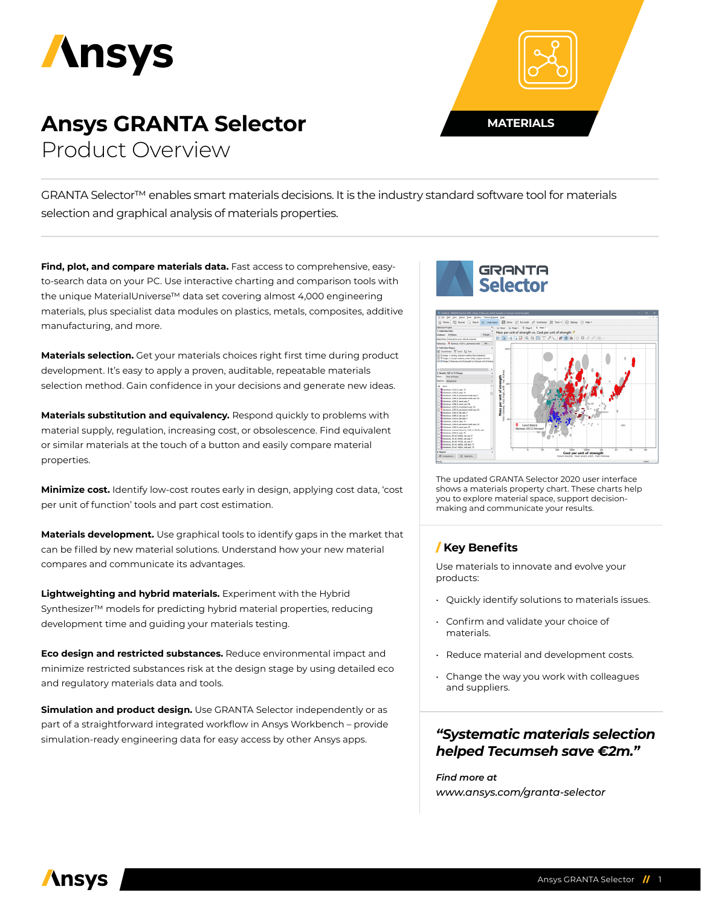# Ansys GRANTA Selector

Product Overview

MATERIALS

GRANTA Selector™ enables smart materials decisions. It is the industry standard software tool for materials selection and graphical analysis of materials properties.

**Find, plot, and compare materials data.** Fast access to comprehensive, easy-to-search data on your PC. Use interactive charting and comparison tools with the unique MaterialUniverse™ data set covering almost 4,000 engineering materials, plus specialist data modules on plastics, metals, composites, additive manufacturing, and more.

**Materials selection.** Get your materials choices right first time during product development. It's easy to apply a proven, auditable, repeatable materials selection method. Gain confidence in your decisions and generate new ideas.

**Materials substitution and equivalency.** Respond quickly to problems with material supply, regulation, increasing cost, or obsolescence. Find equivalent or similar materials at the touch of a button and easily compare material properties.

**Minimize cost.** Identify low-cost routes early in design, applying cost data, 'cost per unit of function' tools and part cost estimation.

**Materials development.** Use graphical tools to identify gaps in the market that can be filled by new material solutions. Understand how your new material compares and communicate its advantages.

**Lightweighting and hybrid materials.** Experiment with the Hybrid Synthesizer™ models for predicting hybrid material properties, reducing development time and guiding your materials testing.

**Eco design and restricted substances.** Reduce environmental impact and minimize restricted substances risk at the design stage by using detailed eco and regulatory materials data and tools.

**Simulation and product design.** Use GRANTA Selector independently or as part of a straightforward integrated workflow in Ansys Workbench – provide simulation-ready engineering data for easy access by other Ansys apps.

The updated GRANTA Selector 2020 user interface shows a materials property chart. These charts help you to explore material space, support decision-making and communicate your results.

## / Key Benefits

Use materials to innovate and evolve your products:

- Quickly identify solutions to materials issues.
- Confirm and validate your choice of materials.
- Reduce material and development costs.
- Change the way you work with colleagues and suppliers.

***"Systematic materials selection helped Tecumseh save €2m."***

*Find more at*
*www.ansys.com/granta-selector*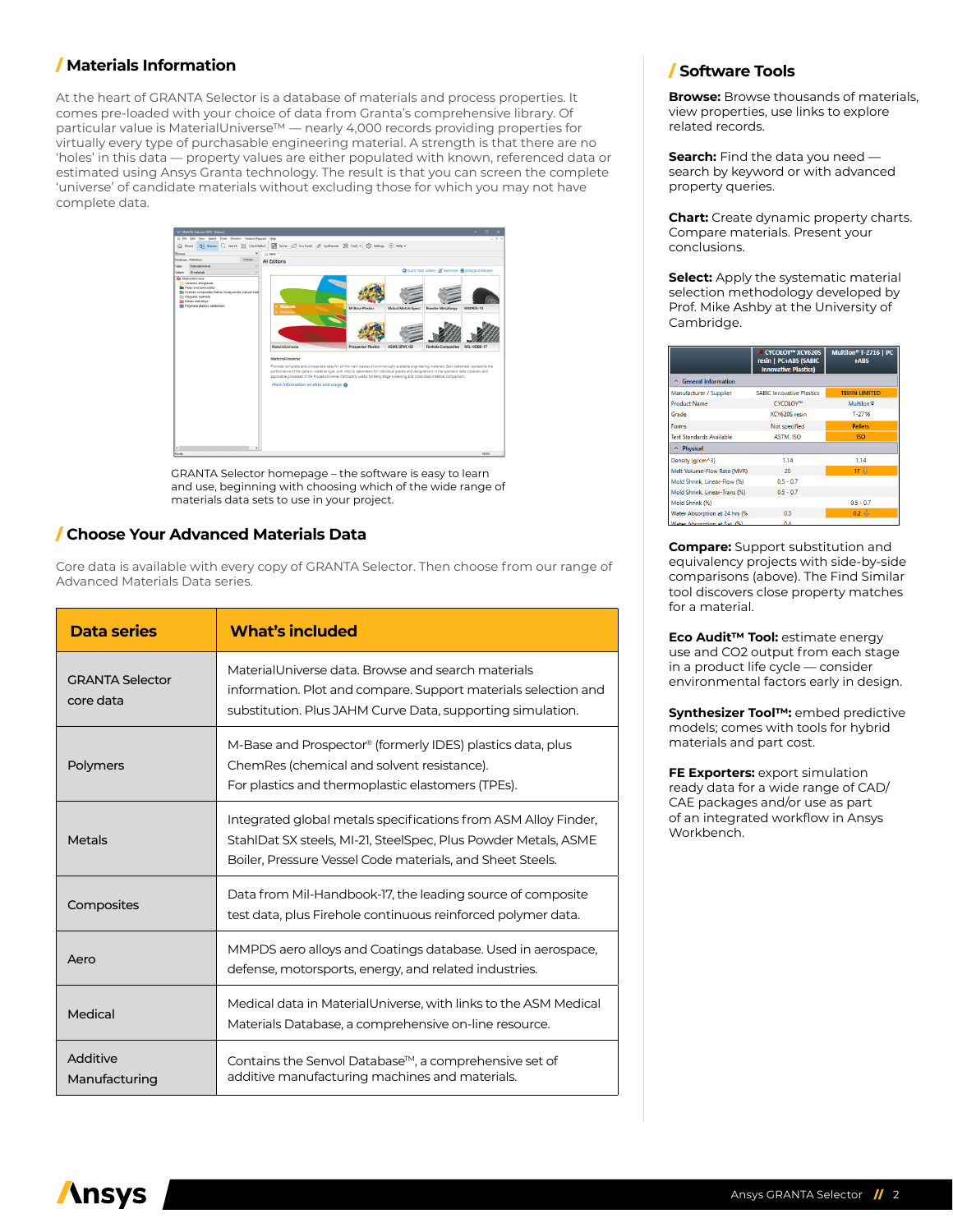## Materials Information

At the heart of GRANTA Selector is a database of materials and process properties. It comes pre-loaded with your choice of data from Granta's comprehensive library. Of particular value is MaterialUniverse™ — nearly 4,000 records providing properties for virtually every type of purchasable engineering material. A strength is that there are no 'holes' in this data — property values are either populated with known, referenced data or estimated using Ansys Granta technology. The result is that you can screen the complete 'universe' of candidate materials without excluding those for which you may not have complete data.

GRANTA Selector homepage – the software is easy to learn and use, beginning with choosing which of the wide range of materials data sets to use in your project.

## Choose Your Advanced Materials Data

Core data is available with every copy of GRANTA Selector. Then choose from our range of Advanced Materials Data series.

| Data series | What's included |
|---|---|
| GRANTA Selector core data | MaterialUniverse data. Browse and search materials information. Plot and compare. Support materials selection and substitution. Plus JAHM Curve Data, supporting simulation. |
| Polymers | M-Base and Prospector® (formerly IDES) plastics data, plus ChemRes (chemical and solvent resistance). For plastics and thermoplastic elastomers (TPEs). |
| Metals | Integrated global metals specifications from ASM Alloy Finder, StahlDat SX steels, MI-21, SteelSpec, Plus Powder Metals, ASME Boiler, Pressure Vessel Code materials, and Sheet Steels. |
| Composites | Data from Mil-Handbook-17, the leading source of composite test data, plus Firehole continuous reinforced polymer data. |
| Aero | MMPDS aero alloys and Coatings database. Used in aerospace, defense, motorsports, energy, and related industries. |
| Medical | Medical data in MaterialUniverse, with links to the ASM Medical Materials Database, a comprehensive on-line resource. |
| Additive Manufacturing | Contains the Senvol Database™, a comprehensive set of additive manufacturing machines and materials. |

## Software Tools

**Browse:** Browse thousands of materials, view properties, use links to explore related records.

**Search:** Find the data you need — search by keyword or with advanced property queries.

**Chart:** Create dynamic property charts. Compare materials. Present your conclusions.

**Select:** Apply the systematic material selection methodology developed by Prof. Mike Ashby at the University of Cambridge.

**Compare:** Support substitution and equivalency projects with side-by-side comparisons (above). The Find Similar tool discovers close property matches for a material.

**Eco Audit™ Tool:** estimate energy use and CO2 output from each stage in a product life cycle — consider environmental factors early in design.

**Synthesizer Tool™:** embed predictive models; comes with tools for hybrid materials and part cost.

**FE Exporters:** export simulation ready data for a wide range of CAD/CAE packages and/or use as part of an integrated workflow in Ansys Workbench.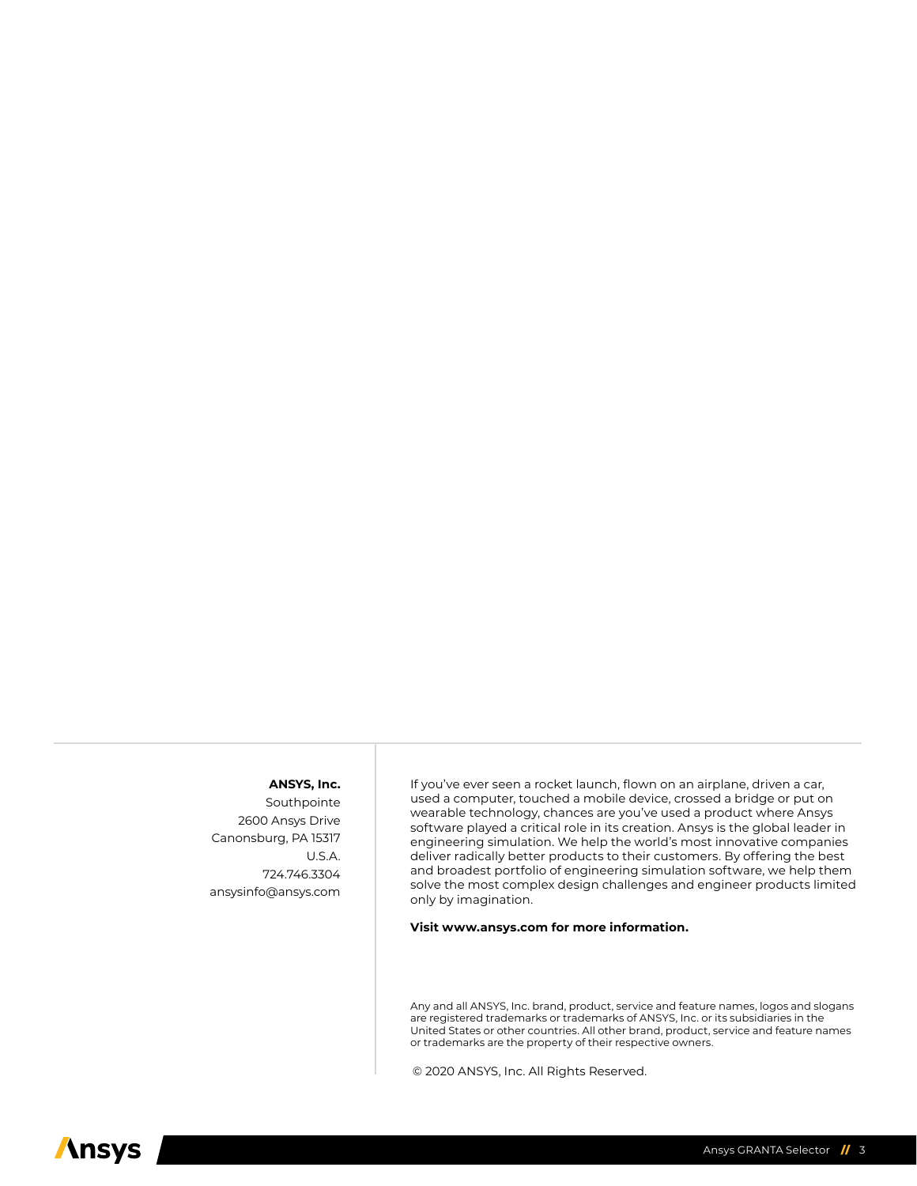**ANSYS, Inc.**
Southpointe
2600 Ansys Drive
Canonsburg, PA 15317
U.S.A.
724.746.3304
ansysinfo@ansys.com

If you've ever seen a rocket launch, flown on an airplane, driven a car, used a computer, touched a mobile device, crossed a bridge or put on wearable technology, chances are you've used a product where Ansys software played a critical role in its creation. Ansys is the global leader in engineering simulation. We help the world's most innovative companies deliver radically better products to their customers. By offering the best and broadest portfolio of engineering simulation software, we help them solve the most complex design challenges and engineer products limited only by imagination.

**Visit www.ansys.com for more information.**

Any and all ANSYS, Inc. brand, product, service and feature names, logos and slogans are registered trademarks or trademarks of ANSYS, Inc. or its subsidiaries in the United States or other countries. All other brand, product, service and feature names or trademarks are the property of their respective owners.

© 2020 ANSYS, Inc. All Rights Reserved.